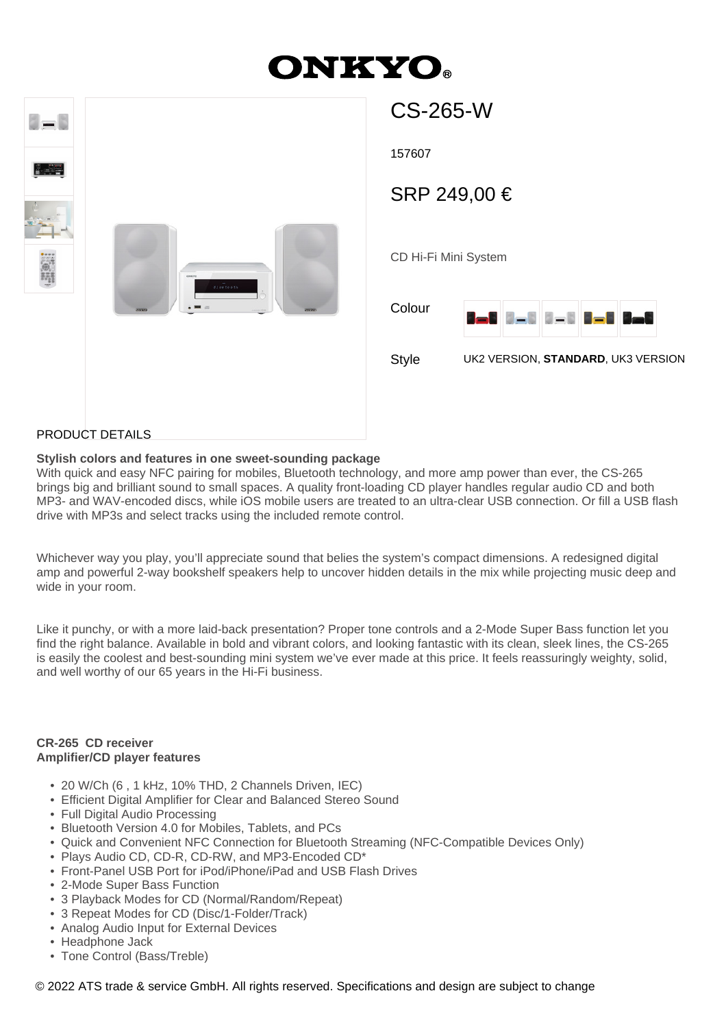# ONKYO®

## CS-265-W

157607

SRP 249,00 €

CD Hi-Fi Mini System

Colour

Style UK2 VERSION, **STANDARD**, UK3 VERSION

PRODUCT DETAILS

**Stylish colors and features in one sweet-sounding package**
With quick and easy NFC pairing for mobiles, Bluetooth technology, and more amp power than ever, the CS-265 brings big and brilliant sound to small spaces. A quality front-loading CD player handles regular audio CD and both MP3- and WAV-encoded discs, while iOS mobile users are treated to an ultra-clear USB connection. Or fill a USB flash drive with MP3s and select tracks using the included remote control.

Whichever way you play, you'll appreciate sound that belies the system's compact dimensions. A redesigned digital amp and powerful 2-way bookshelf speakers help to uncover hidden details in the mix while projecting music deep and wide in your room.

Like it punchy, or with a more laid-back presentation? Proper tone controls and a 2-Mode Super Bass function let you find the right balance. Available in bold and vibrant colors, and looking fantastic with its clean, sleek lines, the CS-265 is easily the coolest and best-sounding mini system we've ever made at this price. It feels reassuringly weighty, solid, and well worthy of our 65 years in the Hi-Fi business.

**CR-265 CD receiver**
**Amplifier/CD player features**

- 20 W/Ch (6 , 1 kHz, 10% THD, 2 Channels Driven, IEC)
- Efficient Digital Amplifier for Clear and Balanced Stereo Sound
- Full Digital Audio Processing
- Bluetooth Version 4.0 for Mobiles, Tablets, and PCs
- Quick and Convenient NFC Connection for Bluetooth Streaming (NFC-Compatible Devices Only)
- Plays Audio CD, CD-R, CD-RW, and MP3-Encoded CD*
- Front-Panel USB Port for iPod/iPhone/iPad and USB Flash Drives
- 2-Mode Super Bass Function
- 3 Playback Modes for CD (Normal/Random/Repeat)
- 3 Repeat Modes for CD (Disc/1-Folder/Track)
- Analog Audio Input for External Devices
- Headphone Jack
- Tone Control (Bass/Treble)

© 2022 ATS trade & service GmbH. All rights reserved. Specifications and design are subject to change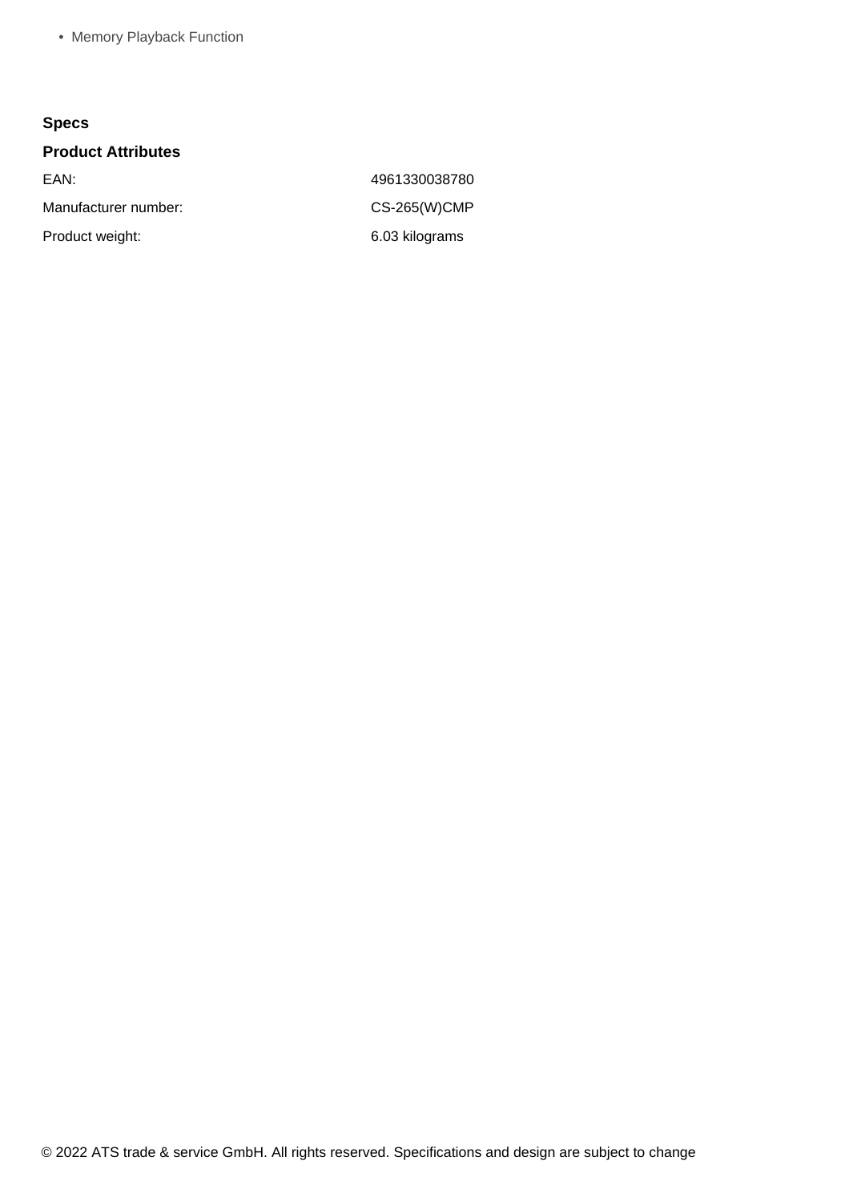- Memory Playback Function

**Specs**

**Product Attributes**

| | |
|---|---|
| EAN: | 4961330038780 |
| Manufacturer number: | CS-265(W)CMP |
| Product weight: | 6.03 kilograms |

© 2022 ATS trade & service GmbH. All rights reserved. Specifications and design are subject to change